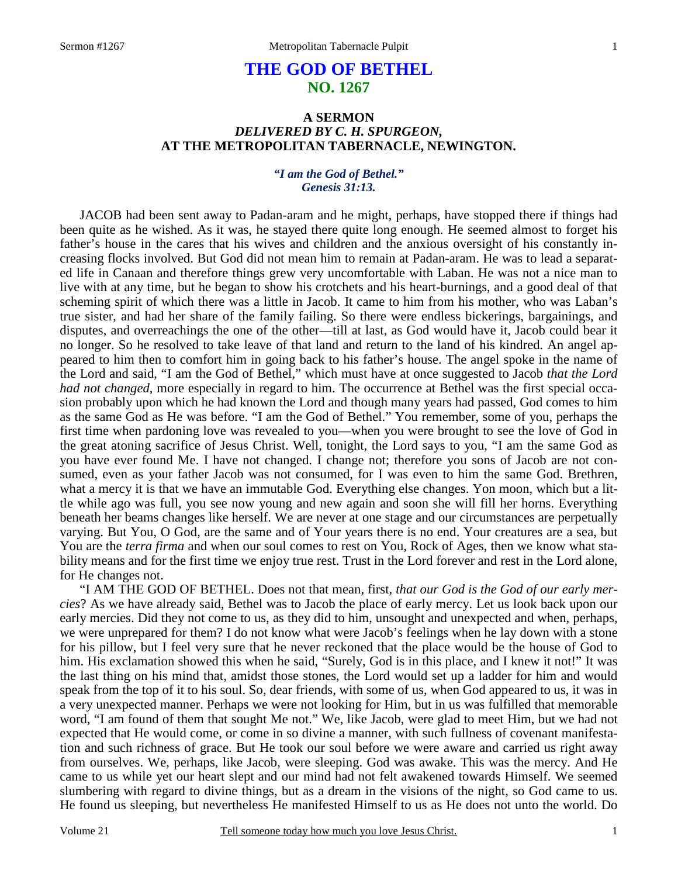# THE GOD OF BETHEL
## NO. 1267

### A SERMON
### *DELIVERED BY C. H. SPURGEON,*
### AT THE METROPOLITAN TABERNACLE, NEWINGTON.

***"I am the God of Bethel." Genesis 31:13.***

JACOB had been sent away to Padan-aram and he might, perhaps, have stopped there if things had been quite as he wished. As it was, he stayed there quite long enough. He seemed almost to forget his father's house in the cares that his wives and children and the anxious oversight of his constantly increasing flocks involved. But God did not mean him to remain at Padan-aram. He was to lead a separated life in Canaan and therefore things grew very uncomfortable with Laban. He was not a nice man to live with at any time, but he began to show his crotchets and his heart-burnings, and a good deal of that scheming spirit of which there was a little in Jacob. It came to him from his mother, who was Laban's true sister, and had her share of the family failing. So there were endless bickerings, bargainings, and disputes, and overreachings the one of the other—till at last, as God would have it, Jacob could bear it no longer. So he resolved to take leave of that land and return to the land of his kindred. An angel appeared to him then to comfort him in going back to his father's house. The angel spoke in the name of the Lord and said, "I am the God of Bethel," which must have at once suggested to Jacob *that the Lord had not changed*, more especially in regard to him. The occurrence at Bethel was the first special occasion probably upon which he had known the Lord and though many years had passed, God comes to him as the same God as He was before. "I am the God of Bethel." You remember, some of you, perhaps the first time when pardoning love was revealed to you—when you were brought to see the love of God in the great atoning sacrifice of Jesus Christ. Well, tonight, the Lord says to you, "I am the same God as you have ever found Me. I have not changed. I change not; therefore you sons of Jacob are not consumed, even as your father Jacob was not consumed, for I was even to him the same God. Brethren, what a mercy it is that we have an immutable God. Everything else changes. Yon moon, which but a little while ago was full, you see now young and new again and soon she will fill her horns. Everything beneath her beams changes like herself. We are never at one stage and our circumstances are perpetually varying. But You, O God, are the same and of Your years there is no end. Your creatures are a sea, but You are the *terra firma* and when our soul comes to rest on You, Rock of Ages, then we know what stability means and for the first time we enjoy true rest. Trust in the Lord forever and rest in the Lord alone, for He changes not.

"I AM THE GOD OF BETHEL. Does not that mean, first, *that our God is the God of our early mercies*? As we have already said, Bethel was to Jacob the place of early mercy. Let us look back upon our early mercies. Did they not come to us, as they did to him, unsought and unexpected and when, perhaps, we were unprepared for them? I do not know what were Jacob's feelings when he lay down with a stone for his pillow, but I feel very sure that he never reckoned that the place would be the house of God to him. His exclamation showed this when he said, "Surely, God is in this place, and I knew it not!" It was the last thing on his mind that, amidst those stones, the Lord would set up a ladder for him and would speak from the top of it to his soul. So, dear friends, with some of us, when God appeared to us, it was in a very unexpected manner. Perhaps we were not looking for Him, but in us was fulfilled that memorable word, "I am found of them that sought Me not." We, like Jacob, were glad to meet Him, but we had not expected that He would come, or come in so divine a manner, with such fullness of covenant manifestation and such richness of grace. But He took our soul before we were aware and carried us right away from ourselves. We, perhaps, like Jacob, were sleeping. God was awake. This was the mercy. And He came to us while yet our heart slept and our mind had not felt awakened towards Himself. We seemed slumbering with regard to divine things, but as a dream in the visions of the night, so God came to us. He found us sleeping, but nevertheless He manifested Himself to us as He does not unto the world. Do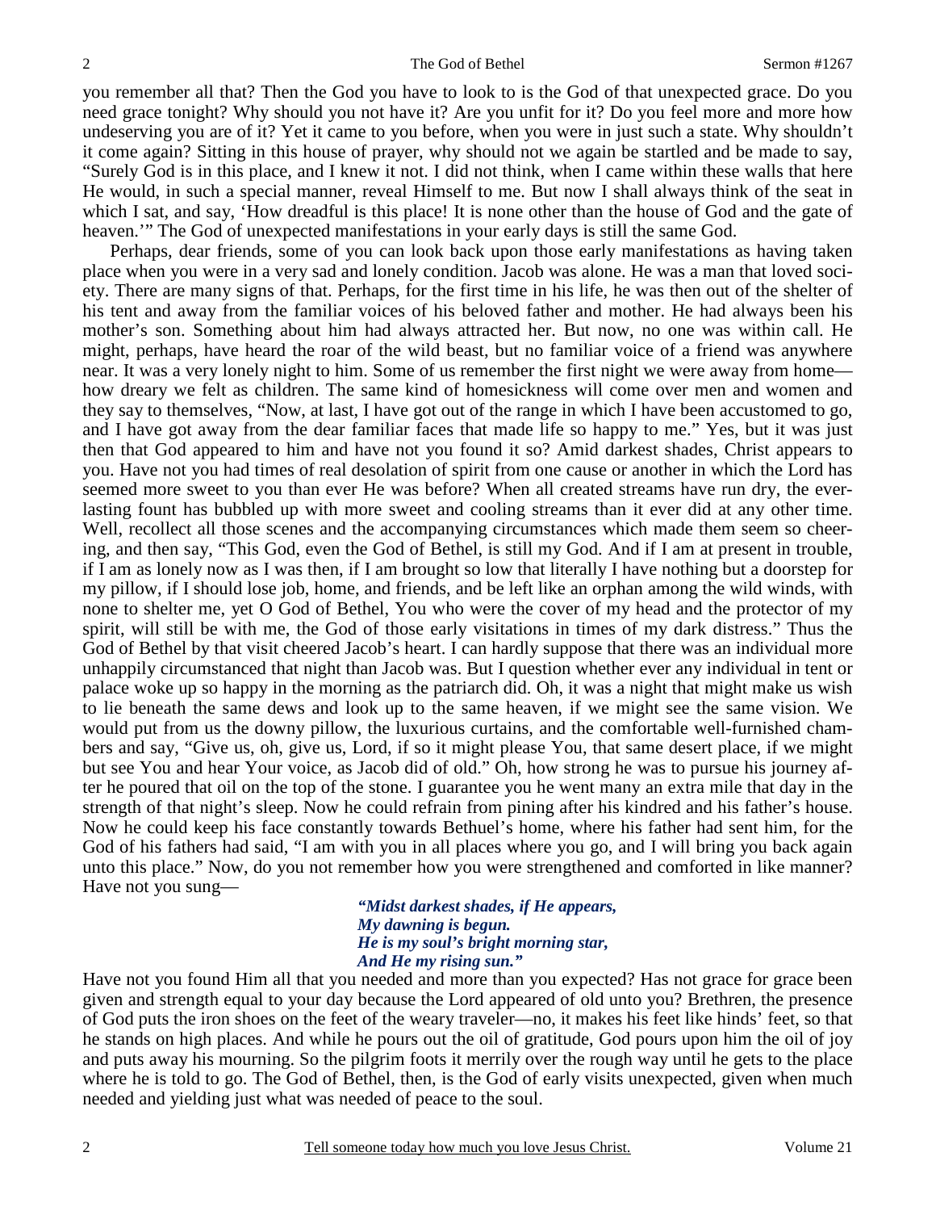you remember all that? Then the God you have to look to is the God of that unexpected grace. Do you need grace tonight? Why should you not have it? Are you unfit for it? Do you feel more and more how undeserving you are of it? Yet it came to you before, when you were in just such a state. Why shouldn't it come again? Sitting in this house of prayer, why should not we again be startled and be made to say, "Surely God is in this place, and I knew it not. I did not think, when I came within these walls that here He would, in such a special manner, reveal Himself to me. But now I shall always think of the seat in which I sat, and say, 'How dreadful is this place! It is none other than the house of God and the gate of heaven.'" The God of unexpected manifestations in your early days is still the same God.

Perhaps, dear friends, some of you can look back upon those early manifestations as having taken place when you were in a very sad and lonely condition. Jacob was alone. He was a man that loved society. There are many signs of that. Perhaps, for the first time in his life, he was then out of the shelter of his tent and away from the familiar voices of his beloved father and mother. He had always been his mother's son. Something about him had always attracted her. But now, no one was within call. He might, perhaps, have heard the roar of the wild beast, but no familiar voice of a friend was anywhere near. It was a very lonely night to him. Some of us remember the first night we were away from home—how dreary we felt as children. The same kind of homesickness will come over men and women and they say to themselves, "Now, at last, I have got out of the range in which I have been accustomed to go, and I have got away from the dear familiar faces that made life so happy to me." Yes, but it was just then that God appeared to him and have not you found it so? Amid darkest shades, Christ appears to you. Have not you had times of real desolation of spirit from one cause or another in which the Lord has seemed more sweet to you than ever He was before? When all created streams have run dry, the everlasting fount has bubbled up with more sweet and cooling streams than it ever did at any other time. Well, recollect all those scenes and the accompanying circumstances which made them seem so cheering, and then say, "This God, even the God of Bethel, is still my God. And if I am at present in trouble, if I am as lonely now as I was then, if I am brought so low that literally I have nothing but a doorstep for my pillow, if I should lose job, home, and friends, and be left like an orphan among the wild winds, with none to shelter me, yet O God of Bethel, You who were the cover of my head and the protector of my spirit, will still be with me, the God of those early visitations in times of my dark distress." Thus the God of Bethel by that visit cheered Jacob's heart. I can hardly suppose that there was an individual more unhappily circumstanced that night than Jacob was. But I question whether ever any individual in tent or palace woke up so happy in the morning as the patriarch did. Oh, it was a night that might make us wish to lie beneath the same dews and look up to the same heaven, if we might see the same vision. We would put from us the downy pillow, the luxurious curtains, and the comfortable well-furnished chambers and say, "Give us, oh, give us, Lord, if so it might please You, that same desert place, if we might but see You and hear Your voice, as Jacob did of old." Oh, how strong he was to pursue his journey after he poured that oil on the top of the stone. I guarantee you he went many an extra mile that day in the strength of that night's sleep. Now he could refrain from pining after his kindred and his father's house. Now he could keep his face constantly towards Bethuel's home, where his father had sent him, for the God of his fathers had said, "I am with you in all places where you go, and I will bring you back again unto this place." Now, do you not remember how you were strengthened and comforted in like manner? Have not you sung—

> *"Midst darkest shades, if He appears,*
> *My dawning is begun.*
> *He is my soul's bright morning star,*
> *And He my rising sun."*

Have not you found Him all that you needed and more than you expected? Has not grace for grace been given and strength equal to your day because the Lord appeared of old unto you? Brethren, the presence of God puts the iron shoes on the feet of the weary traveler—no, it makes his feet like hinds' feet, so that he stands on high places. And while he pours out the oil of gratitude, God pours upon him the oil of joy and puts away his mourning. So the pilgrim foots it merrily over the rough way until he gets to the place where he is told to go. The God of Bethel, then, is the God of early visits unexpected, given when much needed and yielding just what was needed of peace to the soul.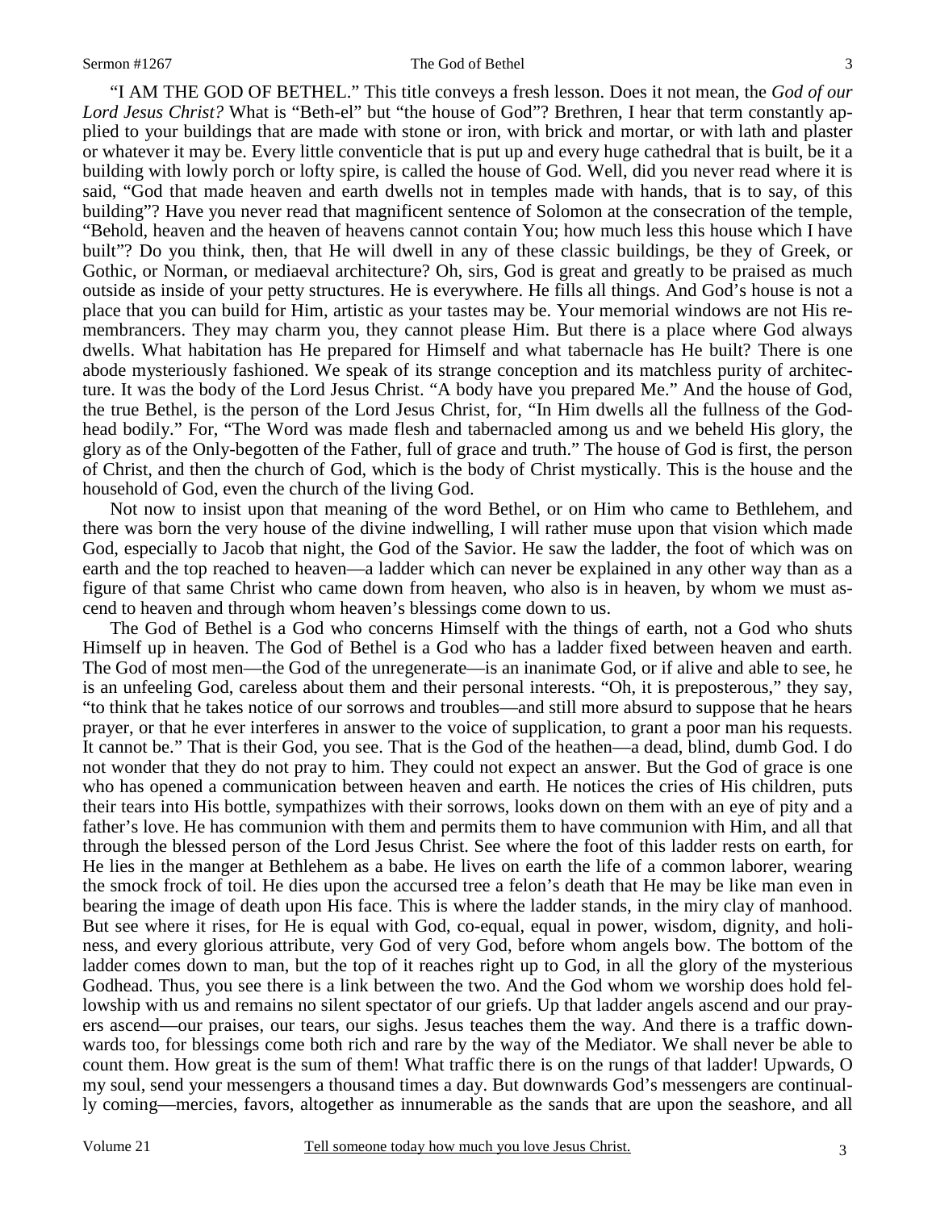"I AM THE GOD OF BETHEL." This title conveys a fresh lesson. Does it not mean, the *God of our Lord Jesus Christ?* What is "Beth-el" but "the house of God"? Brethren, I hear that term constantly applied to your buildings that are made with stone or iron, with brick and mortar, or with lath and plaster or whatever it may be. Every little conventicle that is put up and every huge cathedral that is built, be it a building with lowly porch or lofty spire, is called the house of God. Well, did you never read where it is said, "God that made heaven and earth dwells not in temples made with hands, that is to say, of this building"? Have you never read that magnificent sentence of Solomon at the consecration of the temple, "Behold, heaven and the heaven of heavens cannot contain You; how much less this house which I have built"? Do you think, then, that He will dwell in any of these classic buildings, be they of Greek, or Gothic, or Norman, or mediaeval architecture? Oh, sirs, God is great and greatly to be praised as much outside as inside of your petty structures. He is everywhere. He fills all things. And God's house is not a place that you can build for Him, artistic as your tastes may be. Your memorial windows are not His remembrancers. They may charm you, they cannot please Him. But there is a place where God always dwells. What habitation has He prepared for Himself and what tabernacle has He built? There is one abode mysteriously fashioned. We speak of its strange conception and its matchless purity of architecture. It was the body of the Lord Jesus Christ. "A body have you prepared Me." And the house of God, the true Bethel, is the person of the Lord Jesus Christ, for, "In Him dwells all the fullness of the Godhead bodily." For, "The Word was made flesh and tabernacled among us and we beheld His glory, the glory as of the Only-begotten of the Father, full of grace and truth." The house of God is first, the person of Christ, and then the church of God, which is the body of Christ mystically. This is the house and the household of God, even the church of the living God.

Not now to insist upon that meaning of the word Bethel, or on Him who came to Bethlehem, and there was born the very house of the divine indwelling, I will rather muse upon that vision which made God, especially to Jacob that night, the God of the Savior. He saw the ladder, the foot of which was on earth and the top reached to heaven—a ladder which can never be explained in any other way than as a figure of that same Christ who came down from heaven, who also is in heaven, by whom we must ascend to heaven and through whom heaven's blessings come down to us.

The God of Bethel is a God who concerns Himself with the things of earth, not a God who shuts Himself up in heaven. The God of Bethel is a God who has a ladder fixed between heaven and earth. The God of most men—the God of the unregenerate—is an inanimate God, or if alive and able to see, he is an unfeeling God, careless about them and their personal interests. "Oh, it is preposterous," they say, "to think that he takes notice of our sorrows and troubles—and still more absurd to suppose that he hears prayer, or that he ever interferes in answer to the voice of supplication, to grant a poor man his requests. It cannot be." That is their God, you see. That is the God of the heathen—a dead, blind, dumb God. I do not wonder that they do not pray to him. They could not expect an answer. But the God of grace is one who has opened a communication between heaven and earth. He notices the cries of His children, puts their tears into His bottle, sympathizes with their sorrows, looks down on them with an eye of pity and a father's love. He has communion with them and permits them to have communion with Him, and all that through the blessed person of the Lord Jesus Christ. See where the foot of this ladder rests on earth, for He lies in the manger at Bethlehem as a babe. He lives on earth the life of a common laborer, wearing the smock frock of toil. He dies upon the accursed tree a felon's death that He may be like man even in bearing the image of death upon His face. This is where the ladder stands, in the miry clay of manhood. But see where it rises, for He is equal with God, co-equal, equal in power, wisdom, dignity, and holiness, and every glorious attribute, very God of very God, before whom angels bow. The bottom of the ladder comes down to man, but the top of it reaches right up to God, in all the glory of the mysterious Godhead. Thus, you see there is a link between the two. And the God whom we worship does hold fellowship with us and remains no silent spectator of our griefs. Up that ladder angels ascend and our prayers ascend—our praises, our tears, our sighs. Jesus teaches them the way. And there is a traffic downwards too, for blessings come both rich and rare by the way of the Mediator. We shall never be able to count them. How great is the sum of them! What traffic there is on the rungs of that ladder! Upwards, O my soul, send your messengers a thousand times a day. But downwards God's messengers are continually coming—mercies, favors, altogether as innumerable as the sands that are upon the seashore, and all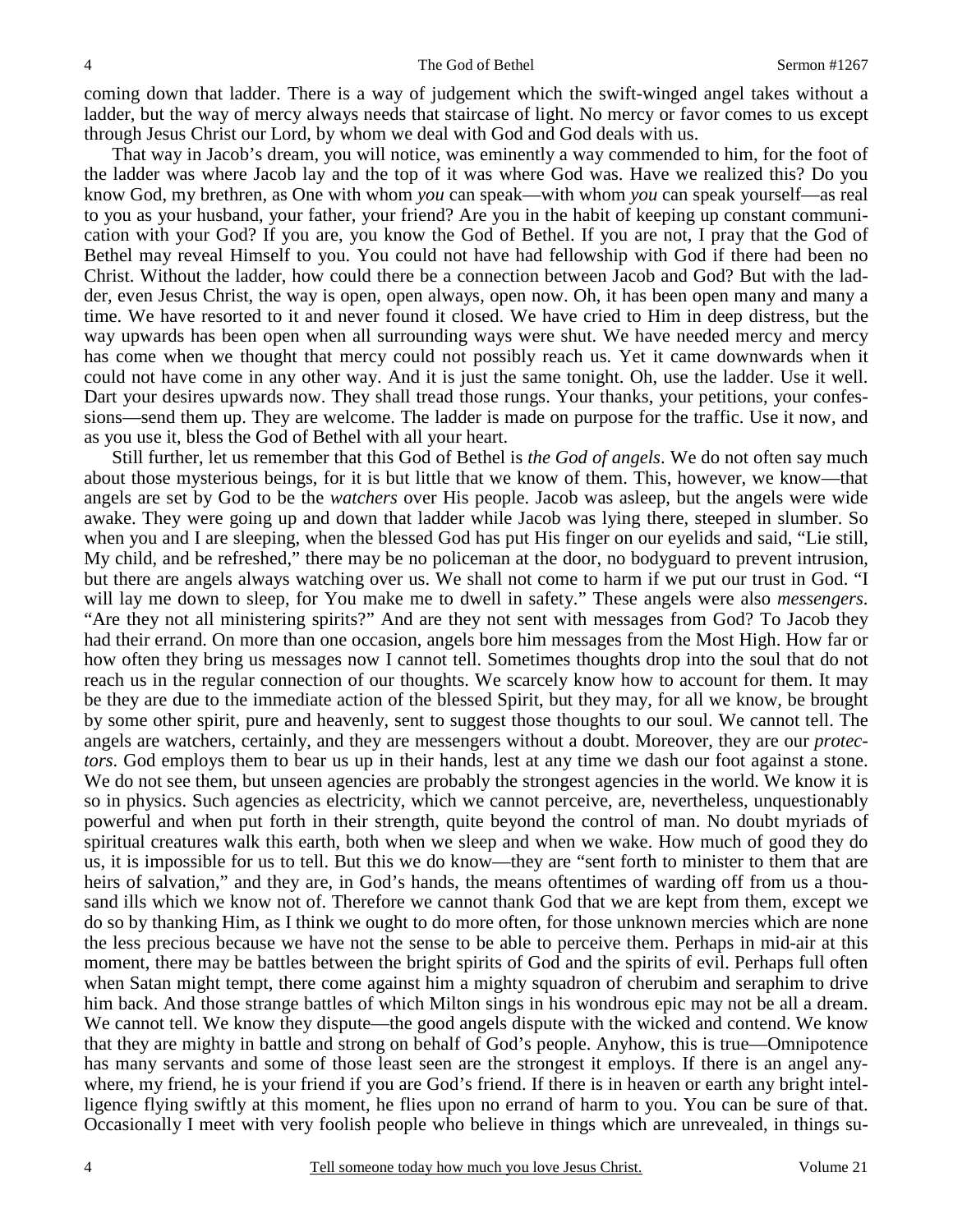coming down that ladder. There is a way of judgement which the swift-winged angel takes without a ladder, but the way of mercy always needs that staircase of light. No mercy or favor comes to us except through Jesus Christ our Lord, by whom we deal with God and God deals with us.

That way in Jacob's dream, you will notice, was eminently a way commended to him, for the foot of the ladder was where Jacob lay and the top of it was where God was. Have we realized this? Do you know God, my brethren, as One with whom *you* can speak—with whom *you* can speak yourself—as real to you as your husband, your father, your friend? Are you in the habit of keeping up constant communication with your God? If you are, you know the God of Bethel. If you are not, I pray that the God of Bethel may reveal Himself to you. You could not have had fellowship with God if there had been no Christ. Without the ladder, how could there be a connection between Jacob and God? But with the ladder, even Jesus Christ, the way is open, open always, open now. Oh, it has been open many and many a time. We have resorted to it and never found it closed. We have cried to Him in deep distress, but the way upwards has been open when all surrounding ways were shut. We have needed mercy and mercy has come when we thought that mercy could not possibly reach us. Yet it came downwards when it could not have come in any other way. And it is just the same tonight. Oh, use the ladder. Use it well. Dart your desires upwards now. They shall tread those rungs. Your thanks, your petitions, your confessions—send them up. They are welcome. The ladder is made on purpose for the traffic. Use it now, and as you use it, bless the God of Bethel with all your heart.

Still further, let us remember that this God of Bethel is *the God of angels*. We do not often say much about those mysterious beings, for it is but little that we know of them. This, however, we know—that angels are set by God to be the *watchers* over His people. Jacob was asleep, but the angels were wide awake. They were going up and down that ladder while Jacob was lying there, steeped in slumber. So when you and I are sleeping, when the blessed God has put His finger on our eyelids and said, "Lie still, My child, and be refreshed," there may be no policeman at the door, no bodyguard to prevent intrusion, but there are angels always watching over us. We shall not come to harm if we put our trust in God. "I will lay me down to sleep, for You make me to dwell in safety." These angels were also *messengers*. "Are they not all ministering spirits?" And are they not sent with messages from God? To Jacob they had their errand. On more than one occasion, angels bore him messages from the Most High. How far or how often they bring us messages now I cannot tell. Sometimes thoughts drop into the soul that do not reach us in the regular connection of our thoughts. We scarcely know how to account for them. It may be they are due to the immediate action of the blessed Spirit, but they may, for all we know, be brought by some other spirit, pure and heavenly, sent to suggest those thoughts to our soul. We cannot tell. The angels are watchers, certainly, and they are messengers without a doubt. Moreover, they are our *protectors*. God employs them to bear us up in their hands, lest at any time we dash our foot against a stone. We do not see them, but unseen agencies are probably the strongest agencies in the world. We know it is so in physics. Such agencies as electricity, which we cannot perceive, are, nevertheless, unquestionably powerful and when put forth in their strength, quite beyond the control of man. No doubt myriads of spiritual creatures walk this earth, both when we sleep and when we wake. How much of good they do us, it is impossible for us to tell. But this we do know—they are "sent forth to minister to them that are heirs of salvation," and they are, in God's hands, the means oftentimes of warding off from us a thousand ills which we know not of. Therefore we cannot thank God that we are kept from them, except we do so by thanking Him, as I think we ought to do more often, for those unknown mercies which are none the less precious because we have not the sense to be able to perceive them. Perhaps in mid-air at this moment, there may be battles between the bright spirits of God and the spirits of evil. Perhaps full often when Satan might tempt, there come against him a mighty squadron of cherubim and seraphim to drive him back. And those strange battles of which Milton sings in his wondrous epic may not be all a dream. We cannot tell. We know they dispute—the good angels dispute with the wicked and contend. We know that they are mighty in battle and strong on behalf of God's people. Anyhow, this is true—Omnipotence has many servants and some of those least seen are the strongest it employs. If there is an angel anywhere, my friend, he is your friend if you are God's friend. If there is in heaven or earth any bright intelligence flying swiftly at this moment, he flies upon no errand of harm to you. You can be sure of that. Occasionally I meet with very foolish people who believe in things which are unrevealed, in things su-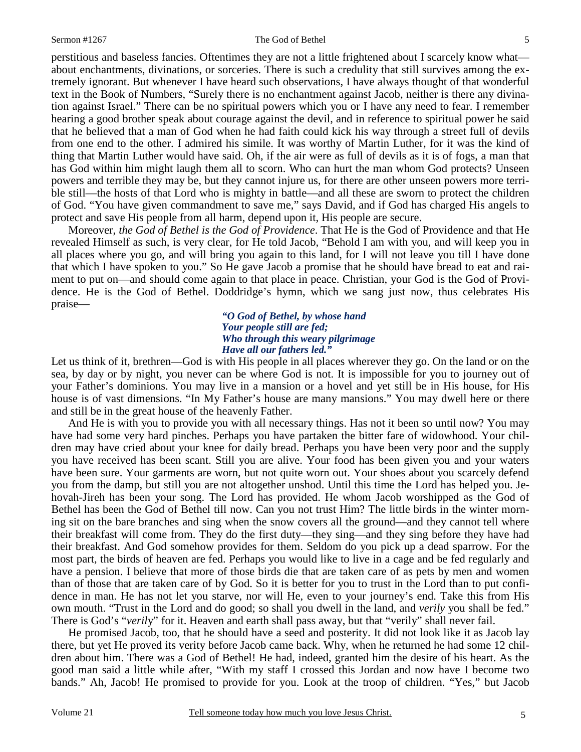perstitious and baseless fancies. Oftentimes they are not a little frightened about I scarcely know what—about enchantments, divinations, or sorceries. There is such a credulity that still survives among the extremely ignorant. But whenever I have heard such observations, I have always thought of that wonderful text in the Book of Numbers, "Surely there is no enchantment against Jacob, neither is there any divination against Israel." There can be no spiritual powers which you or I have any need to fear. I remember hearing a good brother speak about courage against the devil, and in reference to spiritual power he said that he believed that a man of God when he had faith could kick his way through a street full of devils from one end to the other. I admired his simile. It was worthy of Martin Luther, for it was the kind of thing that Martin Luther would have said. Oh, if the air were as full of devils as it is of fogs, a man that has God within him might laugh them all to scorn. Who can hurt the man whom God protects? Unseen powers and terrible they may be, but they cannot injure us, for there are other unseen powers more terrible still—the hosts of that Lord who is mighty in battle—and all these are sworn to protect the children of God. "You have given commandment to save me," says David, and if God has charged His angels to protect and save His people from all harm, depend upon it, His people are secure.

Moreover, *the God of Bethel is the God of Providence*. That He is the God of Providence and that He revealed Himself as such, is very clear, for He told Jacob, "Behold I am with you, and will keep you in all places where you go, and will bring you again to this land, for I will not leave you till I have done that which I have spoken to you." So He gave Jacob a promise that he should have bread to eat and raiment to put on—and should come again to that place in peace. Christian, your God is the God of Providence. He is the God of Bethel. Doddridge's hymn, which we sang just now, thus celebrates His praise—

> *"O God of Bethel, by whose hand*
> *Your people still are fed;*
> *Who through this weary pilgrimage*
> *Have all our fathers led."*

Let us think of it, brethren—God is with His people in all places wherever they go. On the land or on the sea, by day or by night, you never can be where God is not. It is impossible for you to journey out of your Father's dominions. You may live in a mansion or a hovel and yet still be in His house, for His house is of vast dimensions. "In My Father's house are many mansions." You may dwell here or there and still be in the great house of the heavenly Father.

And He is with you to provide you with all necessary things. Has not it been so until now? You may have had some very hard pinches. Perhaps you have partaken the bitter fare of widowhood. Your children may have cried about your knee for daily bread. Perhaps you have been very poor and the supply you have received has been scant. Still you are alive. Your food has been given you and your waters have been sure. Your garments are worn, but not quite worn out. Your shoes about you scarcely defend you from the damp, but still you are not altogether unshod. Until this time the Lord has helped you. Jehovah-Jireh has been your song. The Lord has provided. He whom Jacob worshipped as the God of Bethel has been the God of Bethel till now. Can you not trust Him? The little birds in the winter morning sit on the bare branches and sing when the snow covers all the ground—and they cannot tell where their breakfast will come from. They do the first duty—they sing—and they sing before they have had their breakfast. And God somehow provides for them. Seldom do you pick up a dead sparrow. For the most part, the birds of heaven are fed. Perhaps you would like to live in a cage and be fed regularly and have a pension. I believe that more of those birds die that are taken care of as pets by men and women than of those that are taken care of by God. So it is better for you to trust in the Lord than to put confidence in man. He has not let you starve, nor will He, even to your journey's end. Take this from His own mouth. "Trust in the Lord and do good; so shall you dwell in the land, and *verily* you shall be fed." There is God's "*verily*" for it. Heaven and earth shall pass away, but that "verily" shall never fail.

He promised Jacob, too, that he should have a seed and posterity. It did not look like it as Jacob lay there, but yet He proved its verity before Jacob came back. Why, when he returned he had some 12 children about him. There was a God of Bethel! He had, indeed, granted him the desire of his heart. As the good man said a little while after, "With my staff I crossed this Jordan and now have I become two bands." Ah, Jacob! He promised to provide for you. Look at the troop of children. "Yes," but Jacob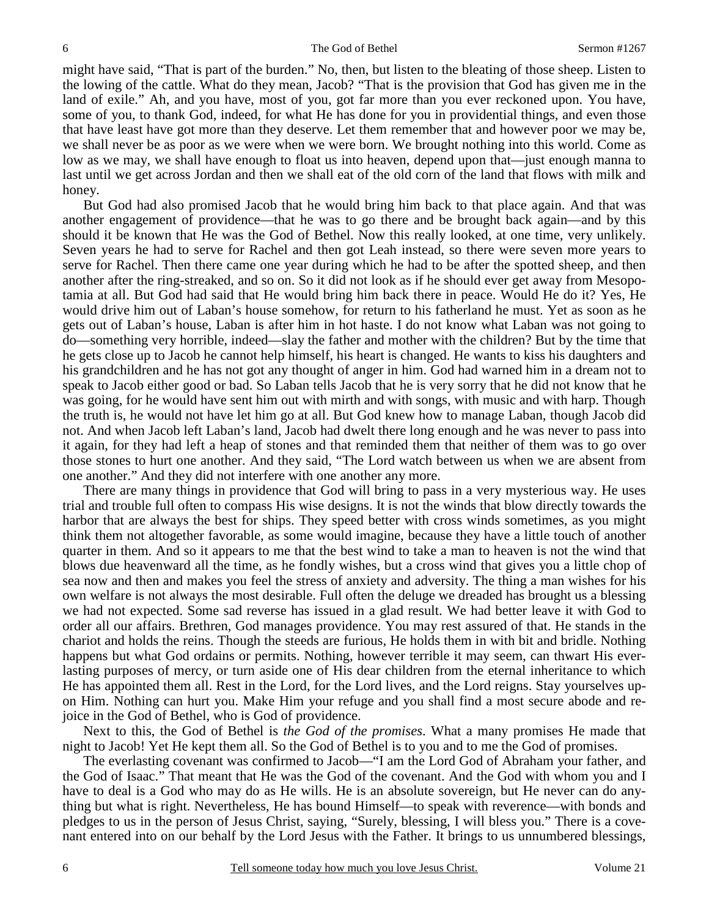might have said, "That is part of the burden." No, then, but listen to the bleating of those sheep. Listen to the lowing of the cattle. What do they mean, Jacob? "That is the provision that God has given me in the land of exile." Ah, and you have, most of you, got far more than you ever reckoned upon. You have, some of you, to thank God, indeed, for what He has done for you in providential things, and even those that have least have got more than they deserve. Let them remember that and however poor we may be, we shall never be as poor as we were when we were born. We brought nothing into this world. Come as low as we may, we shall have enough to float us into heaven, depend upon that—just enough manna to last until we get across Jordan and then we shall eat of the old corn of the land that flows with milk and honey.

But God had also promised Jacob that he would bring him back to that place again. And that was another engagement of providence—that he was to go there and be brought back again—and by this should it be known that He was the God of Bethel. Now this really looked, at one time, very unlikely. Seven years he had to serve for Rachel and then got Leah instead, so there were seven more years to serve for Rachel. Then there came one year during which he had to be after the spotted sheep, and then another after the ring-streaked, and so on. So it did not look as if he should ever get away from Mesopotamia at all. But God had said that He would bring him back there in peace. Would He do it? Yes, He would drive him out of Laban's house somehow, for return to his fatherland he must. Yet as soon as he gets out of Laban's house, Laban is after him in hot haste. I do not know what Laban was not going to do—something very horrible, indeed—slay the father and mother with the children? But by the time that he gets close up to Jacob he cannot help himself, his heart is changed. He wants to kiss his daughters and his grandchildren and he has not got any thought of anger in him. God had warned him in a dream not to speak to Jacob either good or bad. So Laban tells Jacob that he is very sorry that he did not know that he was going, for he would have sent him out with mirth and with songs, with music and with harp. Though the truth is, he would not have let him go at all. But God knew how to manage Laban, though Jacob did not. And when Jacob left Laban's land, Jacob had dwelt there long enough and he was never to pass into it again, for they had left a heap of stones and that reminded them that neither of them was to go over those stones to hurt one another. And they said, "The Lord watch between us when we are absent from one another." And they did not interfere with one another any more.

There are many things in providence that God will bring to pass in a very mysterious way. He uses trial and trouble full often to compass His wise designs. It is not the winds that blow directly towards the harbor that are always the best for ships. They speed better with cross winds sometimes, as you might think them not altogether favorable, as some would imagine, because they have a little touch of another quarter in them. And so it appears to me that the best wind to take a man to heaven is not the wind that blows due heavenward all the time, as he fondly wishes, but a cross wind that gives you a little chop of sea now and then and makes you feel the stress of anxiety and adversity. The thing a man wishes for his own welfare is not always the most desirable. Full often the deluge we dreaded has brought us a blessing we had not expected. Some sad reverse has issued in a glad result. We had better leave it with God to order all our affairs. Brethren, God manages providence. You may rest assured of that. He stands in the chariot and holds the reins. Though the steeds are furious, He holds them in with bit and bridle. Nothing happens but what God ordains or permits. Nothing, however terrible it may seem, can thwart His everlasting purposes of mercy, or turn aside one of His dear children from the eternal inheritance to which He has appointed them all. Rest in the Lord, for the Lord lives, and the Lord reigns. Stay yourselves upon Him. Nothing can hurt you. Make Him your refuge and you shall find a most secure abode and rejoice in the God of Bethel, who is God of providence.

Next to this, the God of Bethel is *the God of the promises*. What a many promises He made that night to Jacob! Yet He kept them all. So the God of Bethel is to you and to me the God of promises.

The everlasting covenant was confirmed to Jacob—"I am the Lord God of Abraham your father, and the God of Isaac." That meant that He was the God of the covenant. And the God with whom you and I have to deal is a God who may do as He wills. He is an absolute sovereign, but He never can do anything but what is right. Nevertheless, He has bound Himself—to speak with reverence—with bonds and pledges to us in the person of Jesus Christ, saying, "Surely, blessing, I will bless you." There is a covenant entered into on our behalf by the Lord Jesus with the Father. It brings to us unnumbered blessings,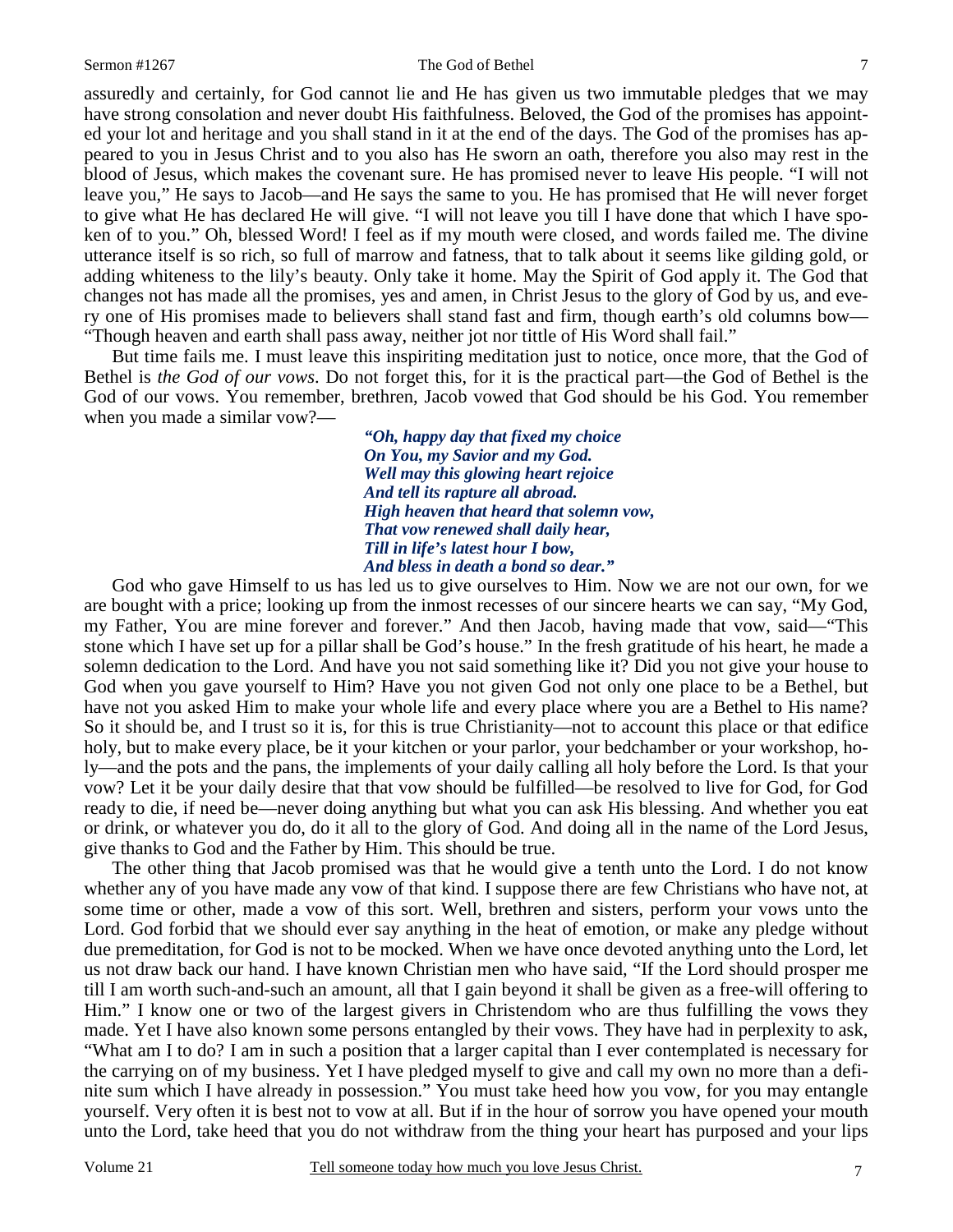assuredly and certainly, for God cannot lie and He has given us two immutable pledges that we may have strong consolation and never doubt His faithfulness. Beloved, the God of the promises has appointed your lot and heritage and you shall stand in it at the end of the days. The God of the promises has appeared to you in Jesus Christ and to you also has He sworn an oath, therefore you also may rest in the blood of Jesus, which makes the covenant sure. He has promised never to leave His people. "I will not leave you," He says to Jacob—and He says the same to you. He has promised that He will never forget to give what He has declared He will give. "I will not leave you till I have done that which I have spoken of to you." Oh, blessed Word! I feel as if my mouth were closed, and words failed me. The divine utterance itself is so rich, so full of marrow and fatness, that to talk about it seems like gilding gold, or adding whiteness to the lily's beauty. Only take it home. May the Spirit of God apply it. The God that changes not has made all the promises, yes and amen, in Christ Jesus to the glory of God by us, and every one of His promises made to believers shall stand fast and firm, though earth's old columns bow—"Though heaven and earth shall pass away, neither jot nor tittle of His Word shall fail."

But time fails me. I must leave this inspiriting meditation just to notice, once more, that the God of Bethel is *the God of our vows*. Do not forget this, for it is the practical part—the God of Bethel is the God of our vows. You remember, brethren, Jacob vowed that God should be his God. You remember when you made a similar vow?—

> ***"Oh, happy day that fixed my choice***
> ***On You, my Savior and my God.***
> ***Well may this glowing heart rejoice***
> ***And tell its rapture all abroad.***
> ***High heaven that heard that solemn vow,***
> ***That vow renewed shall daily hear,***
> ***Till in life's latest hour I bow,***
> ***And bless in death a bond so dear."***

God who gave Himself to us has led us to give ourselves to Him. Now we are not our own, for we are bought with a price; looking up from the inmost recesses of our sincere hearts we can say, "My God, my Father, You are mine forever and forever." And then Jacob, having made that vow, said—"This stone which I have set up for a pillar shall be God's house." In the fresh gratitude of his heart, he made a solemn dedication to the Lord. And have you not said something like it? Did you not give your house to God when you gave yourself to Him? Have you not given God not only one place to be a Bethel, but have not you asked Him to make your whole life and every place where you are a Bethel to His name? So it should be, and I trust so it is, for this is true Christianity—not to account this place or that edifice holy, but to make every place, be it your kitchen or your parlor, your bedchamber or your workshop, holy—and the pots and the pans, the implements of your daily calling all holy before the Lord. Is that your vow? Let it be your daily desire that that vow should be fulfilled—be resolved to live for God, for God ready to die, if need be—never doing anything but what you can ask His blessing. And whether you eat or drink, or whatever you do, do it all to the glory of God. And doing all in the name of the Lord Jesus, give thanks to God and the Father by Him. This should be true.

The other thing that Jacob promised was that he would give a tenth unto the Lord. I do not know whether any of you have made any vow of that kind. I suppose there are few Christians who have not, at some time or other, made a vow of this sort. Well, brethren and sisters, perform your vows unto the Lord. God forbid that we should ever say anything in the heat of emotion, or make any pledge without due premeditation, for God is not to be mocked. When we have once devoted anything unto the Lord, let us not draw back our hand. I have known Christian men who have said, "If the Lord should prosper me till I am worth such-and-such an amount, all that I gain beyond it shall be given as a free-will offering to Him." I know one or two of the largest givers in Christendom who are thus fulfilling the vows they made. Yet I have also known some persons entangled by their vows. They have had in perplexity to ask, "What am I to do? I am in such a position that a larger capital than I ever contemplated is necessary for the carrying on of my business. Yet I have pledged myself to give and call my own no more than a definite sum which I have already in possession." You must take heed how you vow, for you may entangle yourself. Very often it is best not to vow at all. But if in the hour of sorrow you have opened your mouth unto the Lord, take heed that you do not withdraw from the thing your heart has purposed and your lips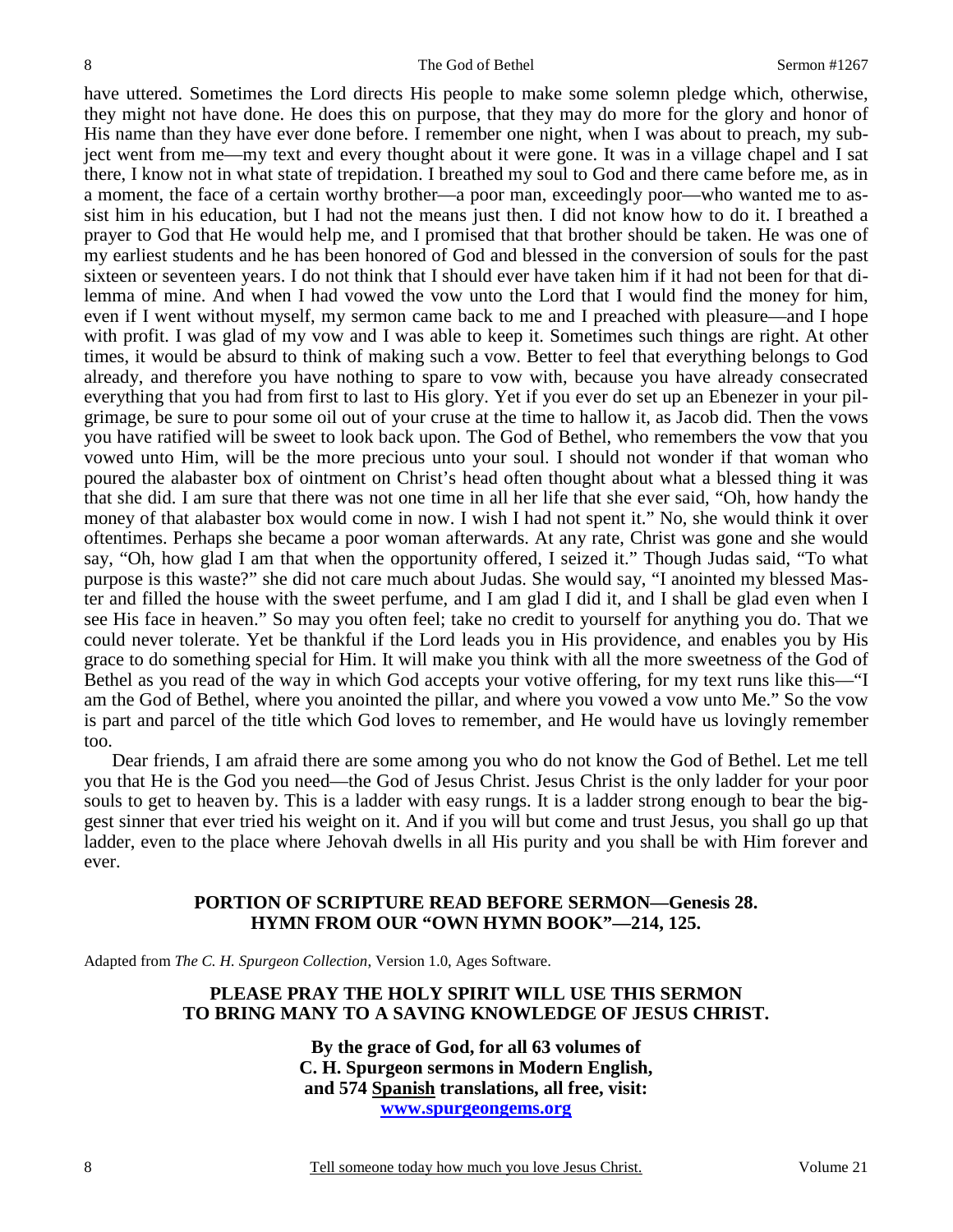have uttered. Sometimes the Lord directs His people to make some solemn pledge which, otherwise, they might not have done. He does this on purpose, that they may do more for the glory and honor of His name than they have ever done before. I remember one night, when I was about to preach, my subject went from me—my text and every thought about it were gone. It was in a village chapel and I sat there, I know not in what state of trepidation. I breathed my soul to God and there came before me, as in a moment, the face of a certain worthy brother—a poor man, exceedingly poor—who wanted me to assist him in his education, but I had not the means just then. I did not know how to do it. I breathed a prayer to God that He would help me, and I promised that that brother should be taken. He was one of my earliest students and he has been honored of God and blessed in the conversion of souls for the past sixteen or seventeen years. I do not think that I should ever have taken him if it had not been for that dilemma of mine. And when I had vowed the vow unto the Lord that I would find the money for him, even if I went without myself, my sermon came back to me and I preached with pleasure—and I hope with profit. I was glad of my vow and I was able to keep it. Sometimes such things are right. At other times, it would be absurd to think of making such a vow. Better to feel that everything belongs to God already, and therefore you have nothing to spare to vow with, because you have already consecrated everything that you had from first to last to His glory. Yet if you ever do set up an Ebenezer in your pilgrimage, be sure to pour some oil out of your cruse at the time to hallow it, as Jacob did. Then the vows you have ratified will be sweet to look back upon. The God of Bethel, who remembers the vow that you vowed unto Him, will be the more precious unto your soul. I should not wonder if that woman who poured the alabaster box of ointment on Christ's head often thought about what a blessed thing it was that she did. I am sure that there was not one time in all her life that she ever said, "Oh, how handy the money of that alabaster box would come in now. I wish I had not spent it." No, she would think it over oftentimes. Perhaps she became a poor woman afterwards. At any rate, Christ was gone and she would say, "Oh, how glad I am that when the opportunity offered, I seized it." Though Judas said, "To what purpose is this waste?" she did not care much about Judas. She would say, "I anointed my blessed Master and filled the house with the sweet perfume, and I am glad I did it, and I shall be glad even when I see His face in heaven." So may you often feel; take no credit to yourself for anything you do. That we could never tolerate. Yet be thankful if the Lord leads you in His providence, and enables you by His grace to do something special for Him. It will make you think with all the more sweetness of the God of Bethel as you read of the way in which God accepts your votive offering, for my text runs like this—"I am the God of Bethel, where you anointed the pillar, and where you vowed a vow unto Me." So the vow is part and parcel of the title which God loves to remember, and He would have us lovingly remember too.

Dear friends, I am afraid there are some among you who do not know the God of Bethel. Let me tell you that He is the God you need—the God of Jesus Christ. Jesus Christ is the only ladder for your poor souls to get to heaven by. This is a ladder with easy rungs. It is a ladder strong enough to bear the biggest sinner that ever tried his weight on it. And if you will but come and trust Jesus, you shall go up that ladder, even to the place where Jehovah dwells in all His purity and you shall be with Him forever and ever.

**PORTION OF SCRIPTURE READ BEFORE SERMON—Genesis 28.**
**HYMN FROM OUR "OWN HYMN BOOK"—214, 125.**

Adapted from *The C. H. Spurgeon Collection*, Version 1.0, Ages Software.

**PLEASE PRAY THE HOLY SPIRIT WILL USE THIS SERMON TO BRING MANY TO A SAVING KNOWLEDGE OF JESUS CHRIST.**

**By the grace of God, for all 63 volumes of C. H. Spurgeon sermons in Modern English, and 574 Spanish translations, all free, visit: www.spurgeongems.org**

Tell someone today how much you love Jesus Christ.